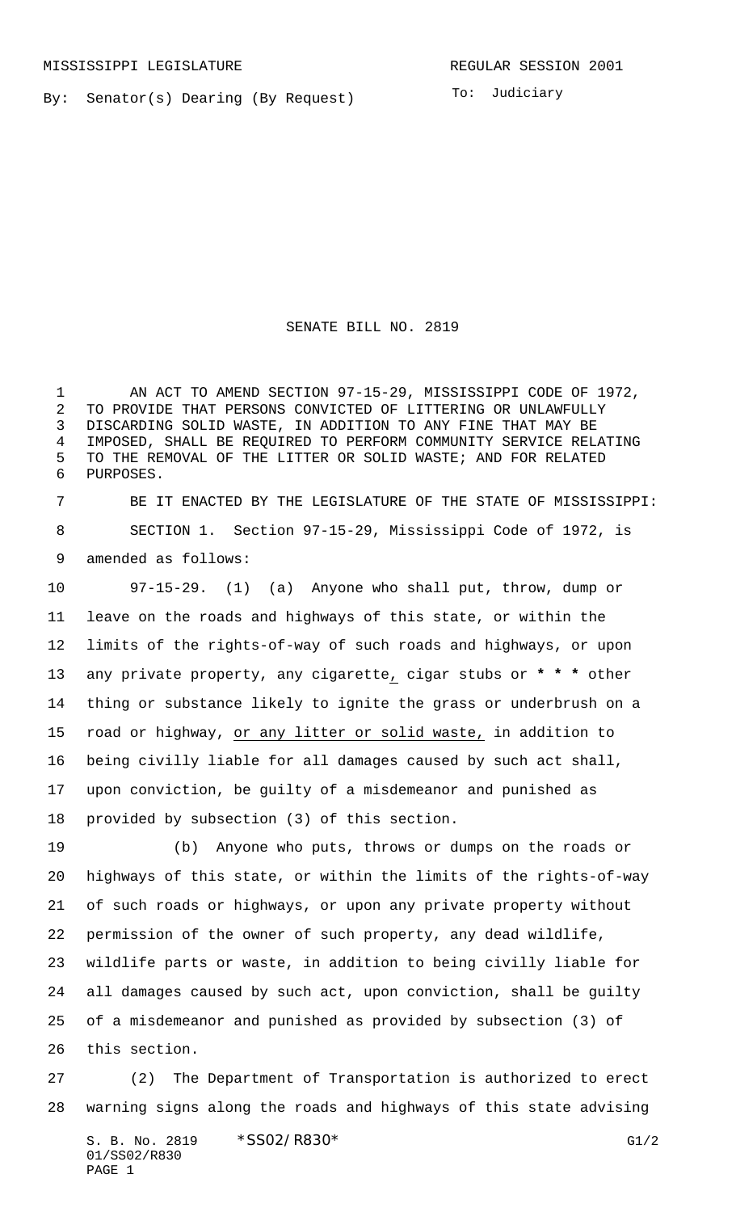MISSISSIPPI LEGISLATURE REGULAR SESSION 2001

By: Senator(s) Dearing (By Request)

To: Judiciary

# SENATE BILL NO. 2819

AN ACT TO AMEND SECTION 97-15-29, MISSISSIPPI CODE OF 1972, TO PROVIDE THAT PERSONS CONVICTED OF LITTERING OR UNLAWFULLY DISCARDING SOLID WASTE, IN ADDITION TO ANY FINE THAT MAY BE IMPOSED, SHALL BE REQUIRED TO PERFORM COMMUNITY SERVICE RELATING TO THE REMOVAL OF THE LITTER OR SOLID WASTE; AND FOR RELATED PURPOSES.

BE IT ENACTED BY THE LEGISLATURE OF THE STATE OF MISSISSIPPI:

SECTION 1. Section 97-15-29, Mississippi Code of 1972, is amended as follows:

97-15-29. (1) (a) Anyone who shall put, throw, dump or leave on the roads and highways of this state, or within the limits of the rights-of-way of such roads and highways, or upon any private property, any cigarette, cigar stubs or * * * other thing or substance likely to ignite the grass or underbrush on a road or highway, or any litter or solid waste, in addition to being civilly liable for all damages caused by such act shall, upon conviction, be guilty of a misdemeanor and punished as provided by subsection (3) of this section.

(b) Anyone who puts, throws or dumps on the roads or highways of this state, or within the limits of the rights-of-way of such roads or highways, or upon any private property without permission of the owner of such property, any dead wildlife, wildlife parts or waste, in addition to being civilly liable for all damages caused by such act, upon conviction, shall be guilty of a misdemeanor and punished as provided by subsection (3) of this section.

(2) The Department of Transportation is authorized to erect warning signs along the roads and highways of this state advising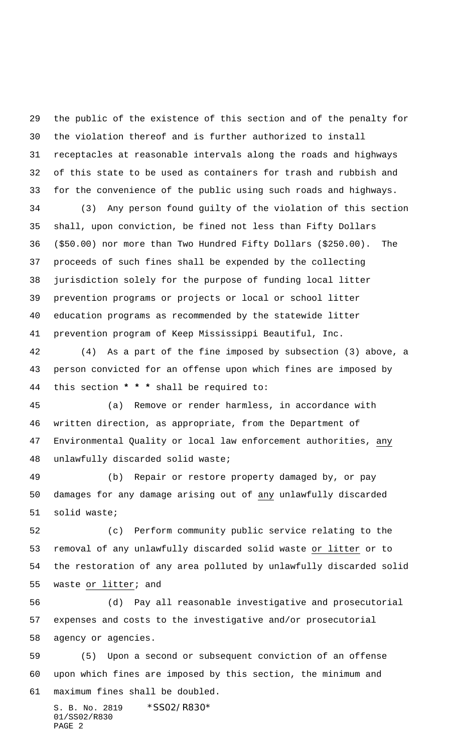the public of the existence of this section and of the penalty for the violation thereof and is further authorized to install receptacles at reasonable intervals along the roads and highways of this state to be used as containers for trash and rubbish and for the convenience of the public using such roads and highways.

(3) Any person found guilty of the violation of this section shall, upon conviction, be fined not less than Fifty Dollars ($50.00) nor more than Two Hundred Fifty Dollars ($250.00). The proceeds of such fines shall be expended by the collecting jurisdiction solely for the purpose of funding local litter prevention programs or projects or local or school litter education programs as recommended by the statewide litter prevention program of Keep Mississippi Beautiful, Inc.

(4) As a part of the fine imposed by subsection (3) above, a person convicted for an offense upon which fines are imposed by this section * * * shall be required to:

(a) Remove or render harmless, in accordance with written direction, as appropriate, from the Department of Environmental Quality or local law enforcement authorities, any unlawfully discarded solid waste;

(b) Repair or restore property damaged by, or pay damages for any damage arising out of any unlawfully discarded solid waste;

(c) Perform community public service relating to the removal of any unlawfully discarded solid waste or litter or to the restoration of any area polluted by unlawfully discarded solid waste or litter; and

(d) Pay all reasonable investigative and prosecutorial expenses and costs to the investigative and/or prosecutorial agency or agencies.

(5) Upon a second or subsequent conviction of an offense upon which fines are imposed by this section, the minimum and maximum fines shall be doubled.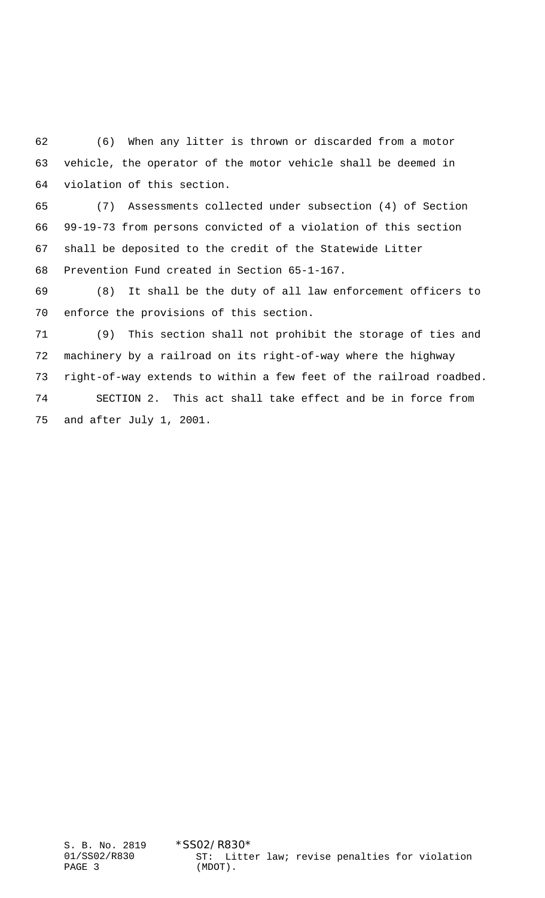(6) When any litter is thrown or discarded from a motor vehicle, the operator of the motor vehicle shall be deemed in violation of this section.

(7) Assessments collected under subsection (4) of Section 99-19-73 from persons convicted of a violation of this section shall be deposited to the credit of the Statewide Litter Prevention Fund created in Section 65-1-167.

(8) It shall be the duty of all law enforcement officers to enforce the provisions of this section.

(9) This section shall not prohibit the storage of ties and machinery by a railroad on its right-of-way where the highway right-of-way extends to within a few feet of the railroad roadbed.

SECTION 2. This act shall take effect and be in force from and after July 1, 2001.